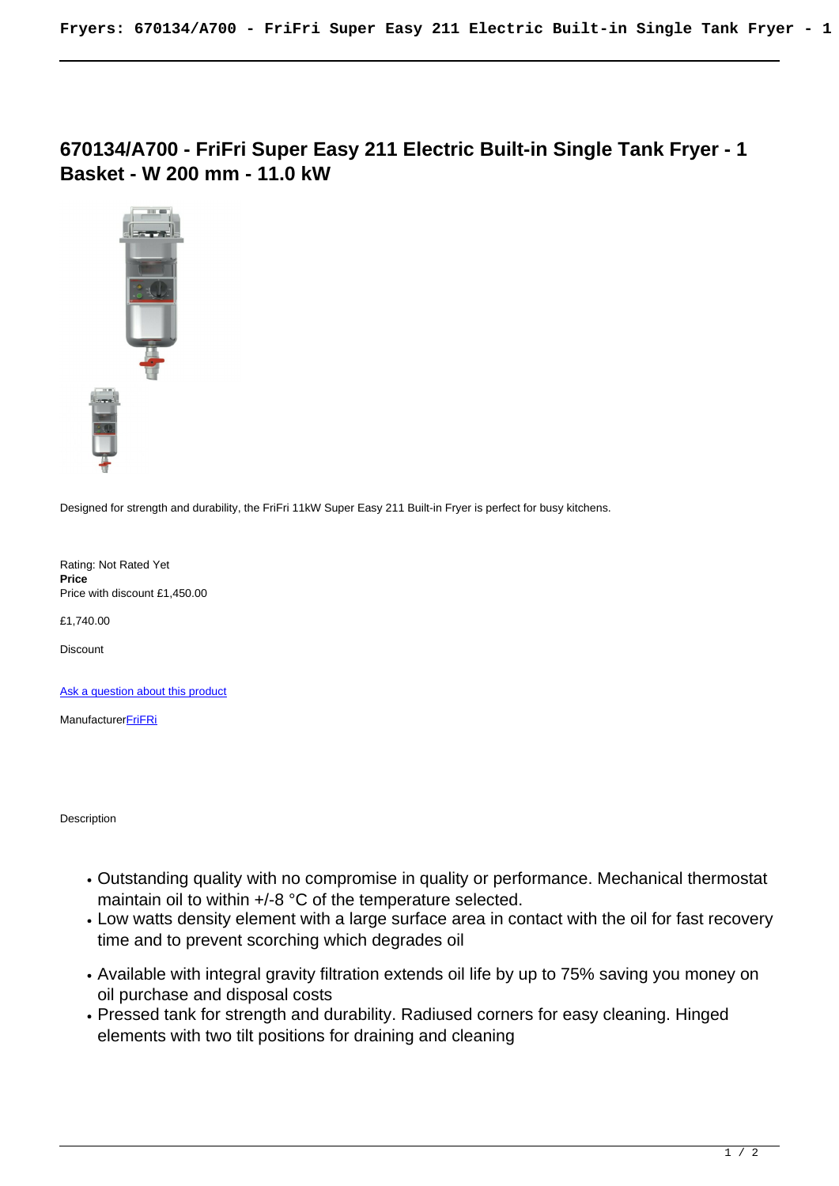# 670134/A700 - FriFri Super Easy 211 Electric Built-in Single Tank Fryer - 1 Basket - W 200 mm - 11.0 kW

Designed for strength and durability, the FriFri 11kW Super Easy 211 Built-in Fryer is perfect for busy kitchens.

Rating: Not Rated Yet
**Price**
Price with discount £1,450.00

£1,740.00

Discount

[Ask a question about this product]()

Manufacturer[FriFRi]()

Description

- Outstanding quality with no compromise in quality or performance. Mechanical thermostat maintain oil to within +/-8 °C of the temperature selected.
- Low watts density element with a large surface area in contact with the oil for fast recovery time and to prevent scorching which degrades oil
- Available with integral gravity filtration extends oil life by up to 75% saving you money on oil purchase and disposal costs
- Pressed tank for strength and durability. Radiused corners for easy cleaning. Hinged elements with two tilt positions for draining and cleaning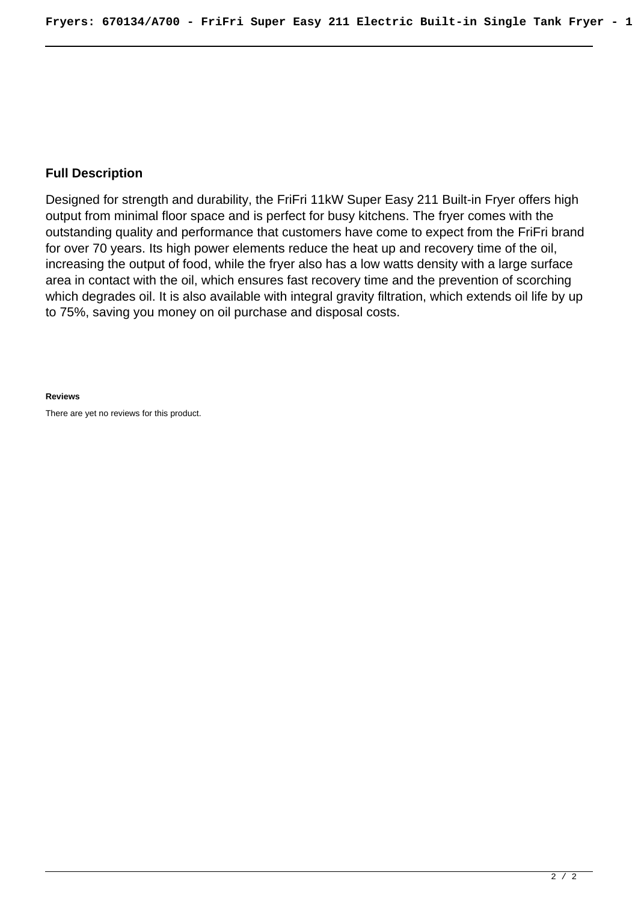## Full Description

Designed for strength and durability, the FriFri 11kW Super Easy 211 Built-in Fryer offers high output from minimal floor space and is perfect for busy kitchens. The fryer comes with the outstanding quality and performance that customers have come to expect from the FriFri brand for over 70 years. Its high power elements reduce the heat up and recovery time of the oil, increasing the output of food, while the fryer also has a low watts density with a large surface area in contact with the oil, which ensures fast recovery time and the prevention of scorching which degrades oil. It is also available with integral gravity filtration, which extends oil life by up to 75%, saving you money on oil purchase and disposal costs.

#### Reviews

There are yet no reviews for this product.